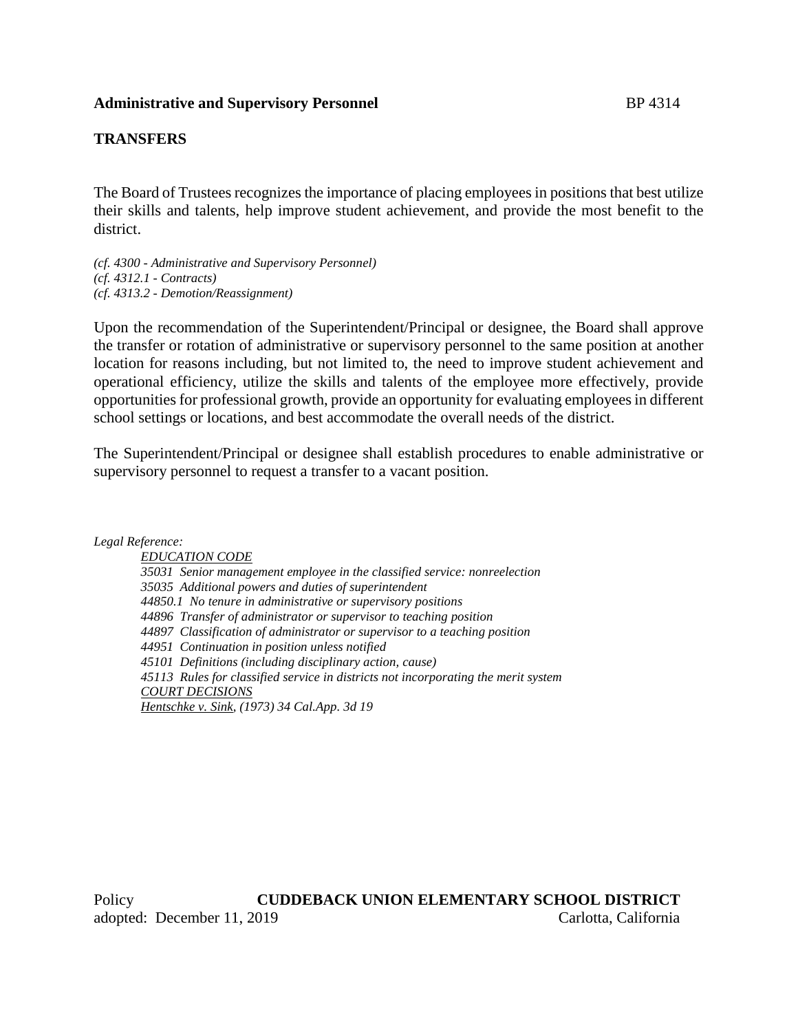**Administrative and Supervisory Personnel** BP 4314

## TRANSFERS

The Board of Trustees recognizes the importance of placing employees in positions that best utilize their skills and talents, help improve student achievement, and provide the most benefit to the district.

*(cf. 4300 - Administrative and Supervisory Personnel)*
*(cf. 4312.1 - Contracts)*
*(cf. 4313.2 - Demotion/Reassignment)*

Upon the recommendation of the Superintendent/Principal or designee, the Board shall approve the transfer or rotation of administrative or supervisory personnel to the same position at another location for reasons including, but not limited to, the need to improve student achievement and operational efficiency, utilize the skills and talents of the employee more effectively, provide opportunities for professional growth, provide an opportunity for evaluating employees in different school settings or locations, and best accommodate the overall needs of the district.

The Superintendent/Principal or designee shall establish procedures to enable administrative or supervisory personnel to request a transfer to a vacant position.

*Legal Reference:*

*EDUCATION CODE*
*35031 Senior management employee in the classified service: nonreelection*
*35035 Additional powers and duties of superintendent*
*44850.1 No tenure in administrative or supervisory positions*
*44896 Transfer of administrator or supervisor to teaching position*
*44897 Classification of administrator or supervisor to a teaching position*
*44951 Continuation in position unless notified*
*45101 Definitions (including disciplinary action, cause)*
*45113 Rules for classified service in districts not incorporating the merit system*
*COURT DECISIONS*
*Hentschke v. Sink, (1973) 34 Cal.App. 3d 19*

Policy **CUDDEBACK UNION ELEMENTARY SCHOOL DISTRICT**
adopted: December 11, 2019 Carlotta, California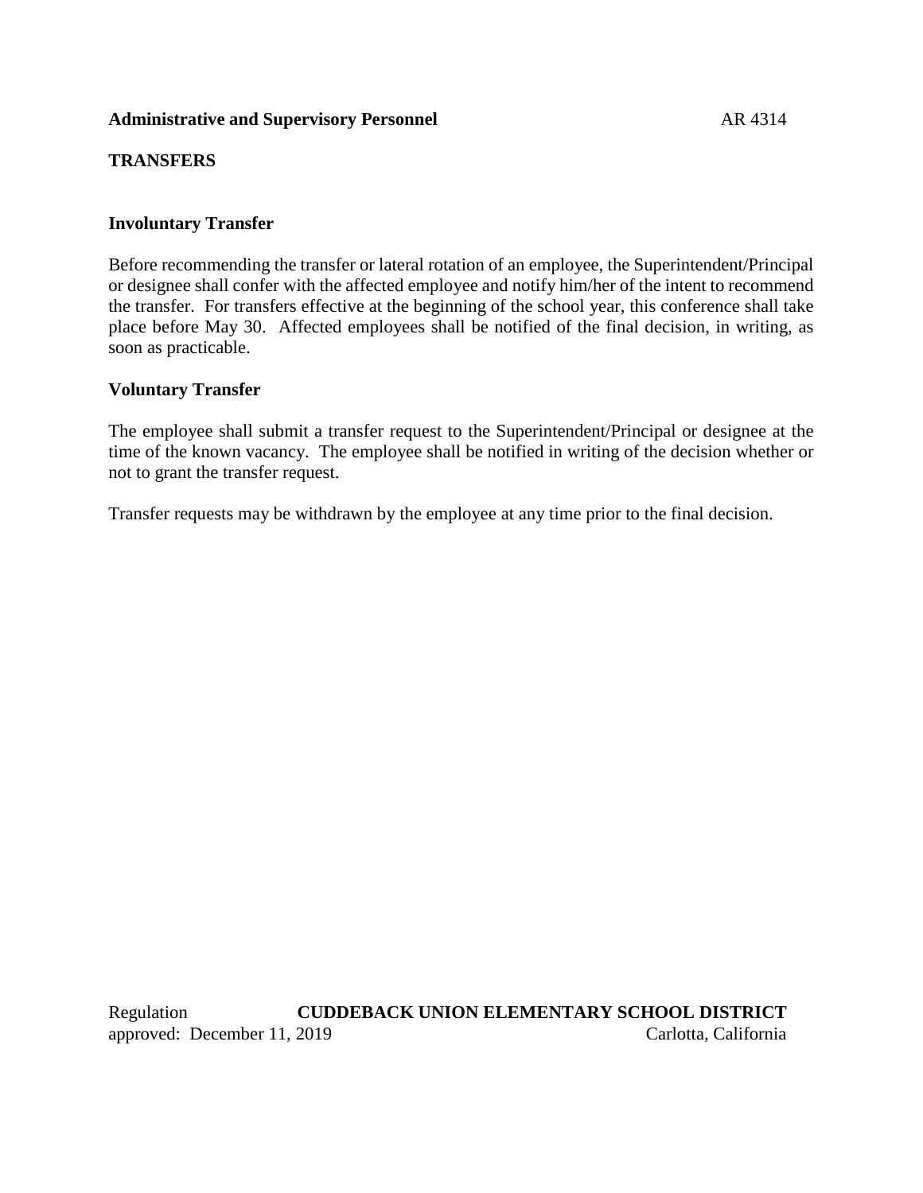**Administrative and Supervisory Personnel** AR 4314

**TRANSFERS**

### Involuntary Transfer

Before recommending the transfer or lateral rotation of an employee, the Superintendent/Principal or designee shall confer with the affected employee and notify him/her of the intent to recommend the transfer. For transfers effective at the beginning of the school year, this conference shall take place before May 30. Affected employees shall be notified of the final decision, in writing, as soon as practicable.

### Voluntary Transfer

The employee shall submit a transfer request to the Superintendent/Principal or designee at the time of the known vacancy. The employee shall be notified in writing of the decision whether or not to grant the transfer request.

Transfer requests may be withdrawn by the employee at any time prior to the final decision.

Regulation **CUDDEBACK UNION ELEMENTARY SCHOOL DISTRICT**
approved: December 11, 2019 Carlotta, California